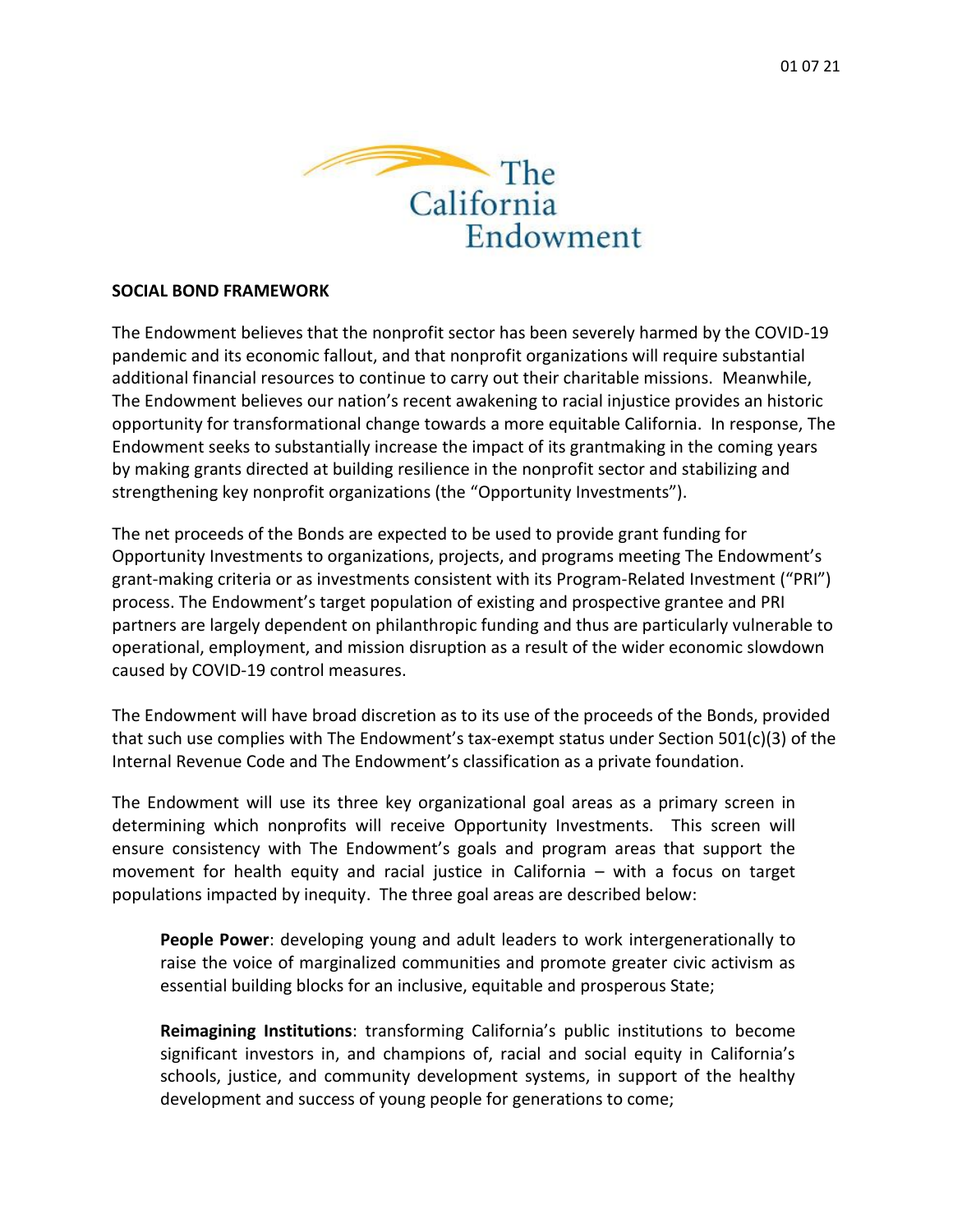01 07 21

The California Endowment

**SOCIAL BOND FRAMEWORK**

The Endowment believes that the nonprofit sector has been severely harmed by the COVID-19 pandemic and its economic fallout, and that nonprofit organizations will require substantial additional financial resources to continue to carry out their charitable missions. Meanwhile, The Endowment believes our nation's recent awakening to racial injustice provides an historic opportunity for transformational change towards a more equitable California. In response, The Endowment seeks to substantially increase the impact of its grantmaking in the coming years by making grants directed at building resilience in the nonprofit sector and stabilizing and strengthening key nonprofit organizations (the "Opportunity Investments").

The net proceeds of the Bonds are expected to be used to provide grant funding for Opportunity Investments to organizations, projects, and programs meeting The Endowment's grant-making criteria or as investments consistent with its Program-Related Investment ("PRI") process. The Endowment's target population of existing and prospective grantee and PRI partners are largely dependent on philanthropic funding and thus are particularly vulnerable to operational, employment, and mission disruption as a result of the wider economic slowdown caused by COVID-19 control measures.

The Endowment will have broad discretion as to its use of the proceeds of the Bonds, provided that such use complies with The Endowment's tax-exempt status under Section 501(c)(3) of the Internal Revenue Code and The Endowment's classification as a private foundation.

The Endowment will use its three key organizational goal areas as a primary screen in determining which nonprofits will receive Opportunity Investments. This screen will ensure consistency with The Endowment's goals and program areas that support the movement for health equity and racial justice in California – with a focus on target populations impacted by inequity. The three goal areas are described below:

> **People Power**: developing young and adult leaders to work intergenerationally to raise the voice of marginalized communities and promote greater civic activism as essential building blocks for an inclusive, equitable and prosperous State;
>
> **Reimagining Institutions**: transforming California's public institutions to become significant investors in, and champions of, racial and social equity in California's schools, justice, and community development systems, in support of the healthy development and success of young people for generations to come;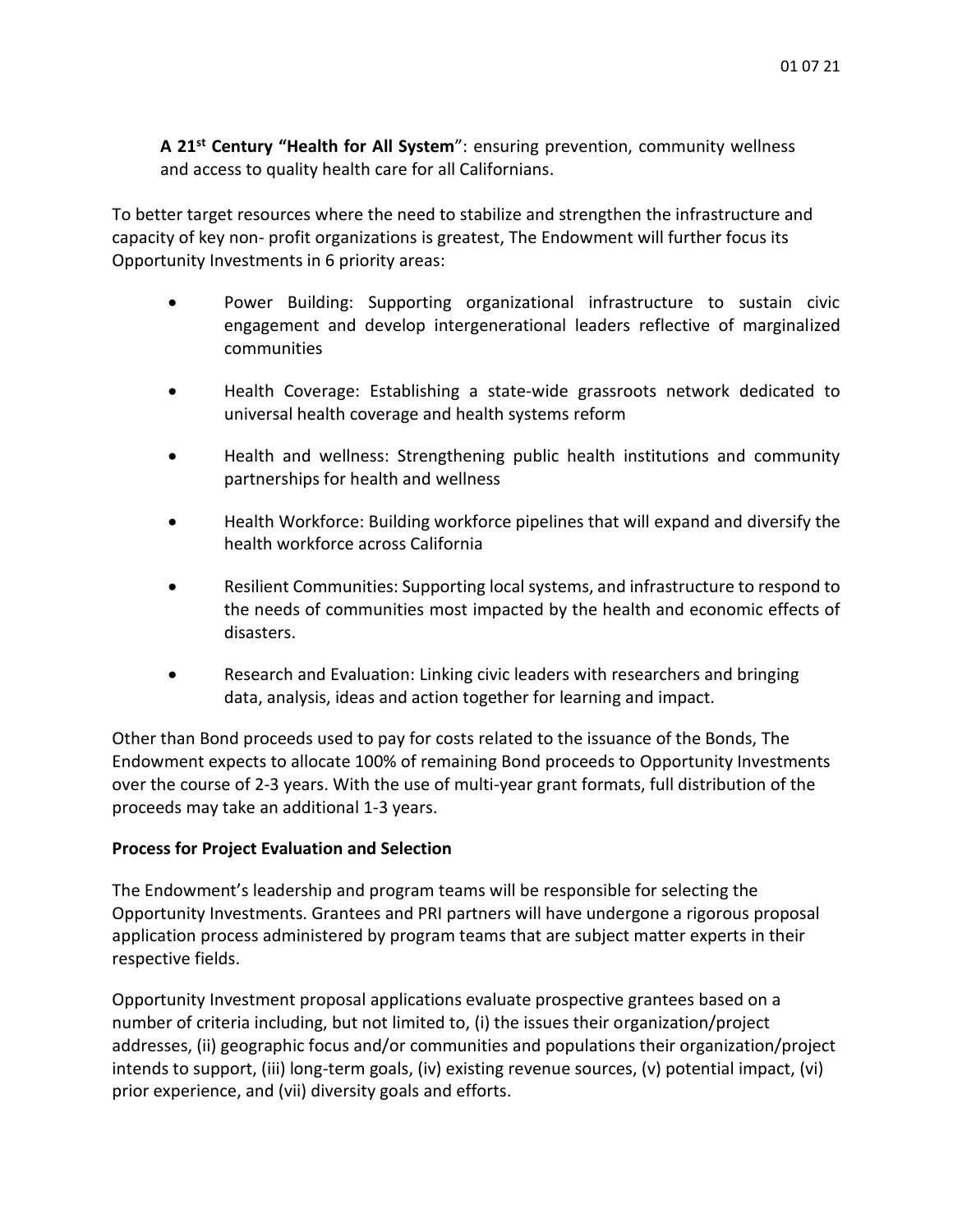**A 21st Century "Health for All System**": ensuring prevention, community wellness and access to quality health care for all Californians.

To better target resources where the need to stabilize and strengthen the infrastructure and capacity of key non- profit organizations is greatest, The Endowment will further focus its Opportunity Investments in 6 priority areas:

- Power Building: Supporting organizational infrastructure to sustain civic engagement and develop intergenerational leaders reflective of marginalized communities
- Health Coverage: Establishing a state-wide grassroots network dedicated to universal health coverage and health systems reform
- Health and wellness: Strengthening public health institutions and community partnerships for health and wellness
- Health Workforce: Building workforce pipelines that will expand and diversify the health workforce across California
- Resilient Communities: Supporting local systems, and infrastructure to respond to the needs of communities most impacted by the health and economic effects of disasters.
- Research and Evaluation: Linking civic leaders with researchers and bringing data, analysis, ideas and action together for learning and impact.

Other than Bond proceeds used to pay for costs related to the issuance of the Bonds, The Endowment expects to allocate 100% of remaining Bond proceeds to Opportunity Investments over the course of 2-3 years. With the use of multi-year grant formats, full distribution of the proceeds may take an additional 1-3 years.

**Process for Project Evaluation and Selection**

The Endowment's leadership and program teams will be responsible for selecting the Opportunity Investments. Grantees and PRI partners will have undergone a rigorous proposal application process administered by program teams that are subject matter experts in their respective fields.

Opportunity Investment proposal applications evaluate prospective grantees based on a number of criteria including, but not limited to, (i) the issues their organization/project addresses, (ii) geographic focus and/or communities and populations their organization/project intends to support, (iii) long-term goals, (iv) existing revenue sources, (v) potential impact, (vi) prior experience, and (vii) diversity goals and efforts.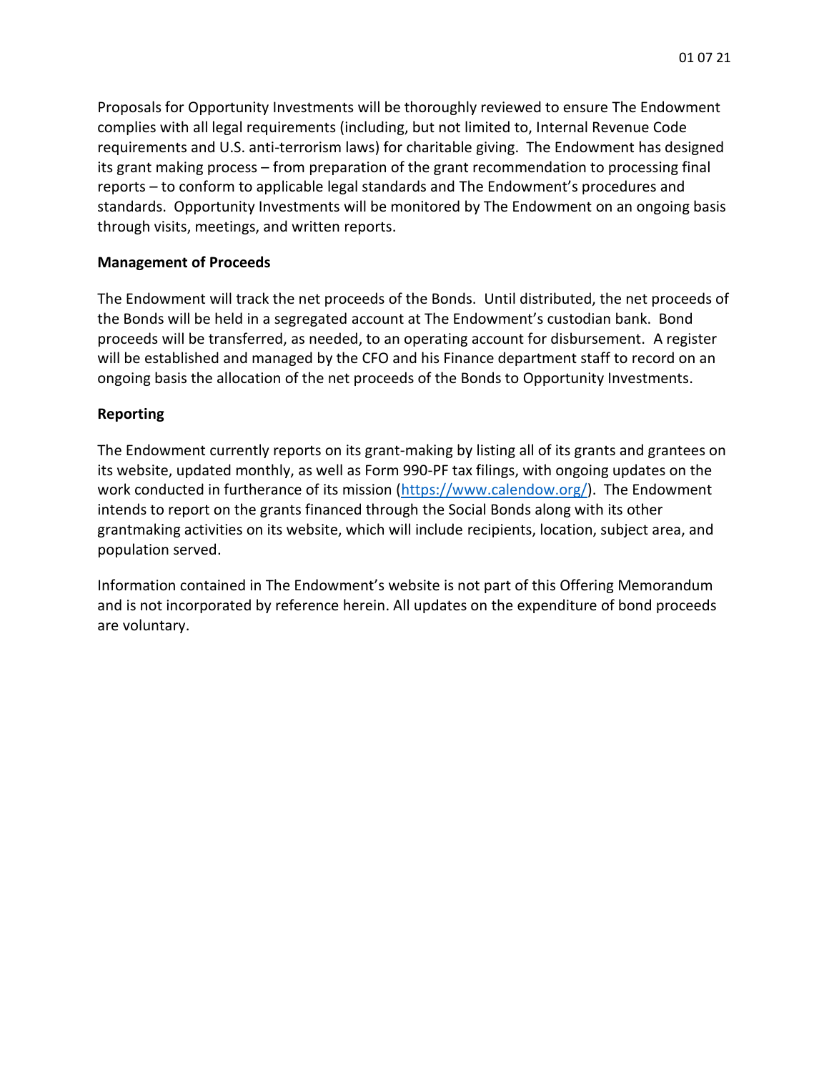Proposals for Opportunity Investments will be thoroughly reviewed to ensure The Endowment complies with all legal requirements (including, but not limited to, Internal Revenue Code requirements and U.S. anti-terrorism laws) for charitable giving. The Endowment has designed its grant making process – from preparation of the grant recommendation to processing final reports – to conform to applicable legal standards and The Endowment's procedures and standards. Opportunity Investments will be monitored by The Endowment on an ongoing basis through visits, meetings, and written reports.

**Management of Proceeds**

The Endowment will track the net proceeds of the Bonds. Until distributed, the net proceeds of the Bonds will be held in a segregated account at The Endowment's custodian bank. Bond proceeds will be transferred, as needed, to an operating account for disbursement. A register will be established and managed by the CFO and his Finance department staff to record on an ongoing basis the allocation of the net proceeds of the Bonds to Opportunity Investments.

**Reporting**

The Endowment currently reports on its grant-making by listing all of its grants and grantees on its website, updated monthly, as well as Form 990-PF tax filings, with ongoing updates on the work conducted in furtherance of its mission (https://www.calendow.org/). The Endowment intends to report on the grants financed through the Social Bonds along with its other grantmaking activities on its website, which will include recipients, location, subject area, and population served.

Information contained in The Endowment's website is not part of this Offering Memorandum and is not incorporated by reference herein. All updates on the expenditure of bond proceeds are voluntary.